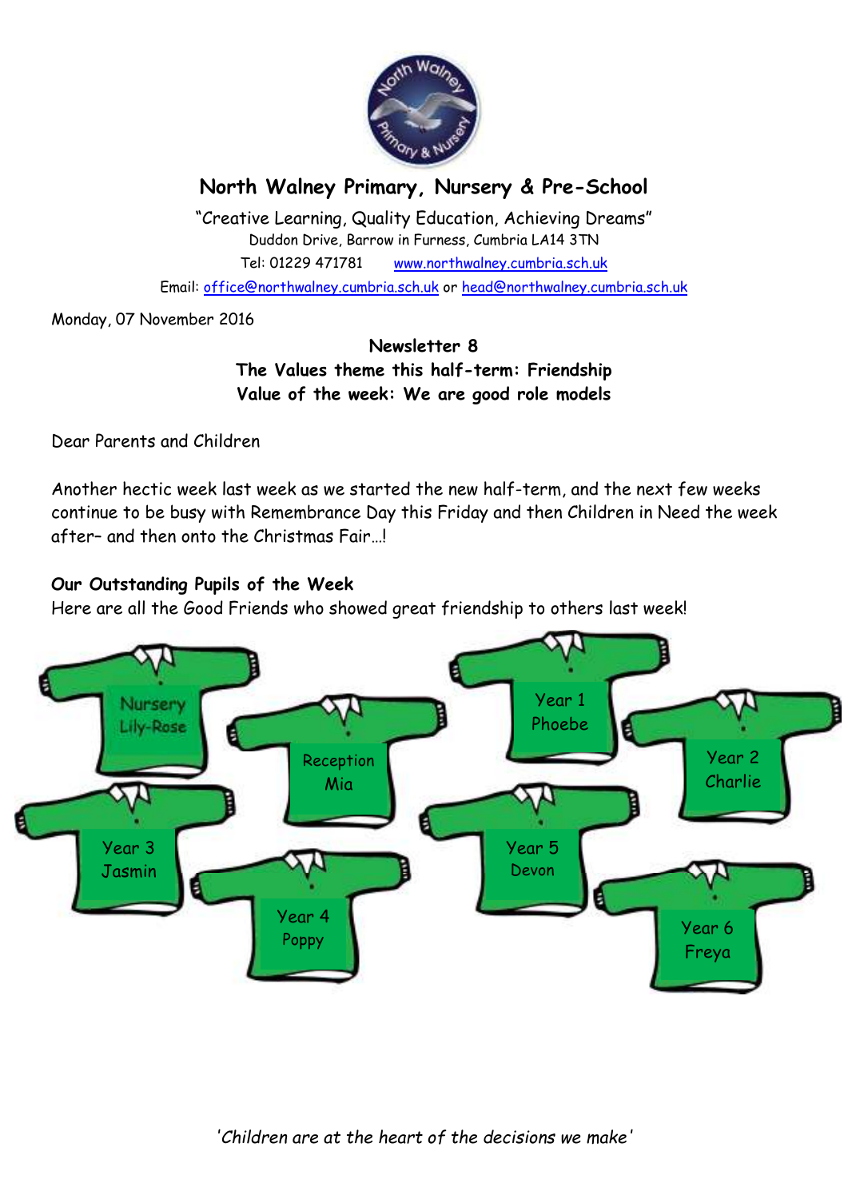# North Walney Primary, Nursery & Pre-School

"Creative Learning, Quality Education, Achieving Dreams"

Duddon Drive, Barrow in Furness, Cumbria LA14 3TN

Tel: 01229 471781 www.northwalney.cumbria.sch.uk

Email: office@northwalney.cumbria.sch.uk or head@northwalney.cumbria.sch.uk

Monday, 07 November 2016

**Newsletter 8**
**The Values theme this half-term: Friendship**
**Value of the week: We are good role models**

Dear Parents and Children

Another hectic week last week as we started the new half-term, and the next few weeks continue to be busy with Remembrance Day this Friday and then Children in Need the week after– and then onto the Christmas Fair…!

**Our Outstanding Pupils of the Week**

Here are all the Good Friends who showed great friendship to others last week!

Nursery Lily-Rose

Reception Mia

Year 1 Phoebe

Year 2 Charlie

Year 3 Jasmin

Year 4 Poppy

Year 5 Devon

Year 6 Freya

*'Children are at the heart of the decisions we make'*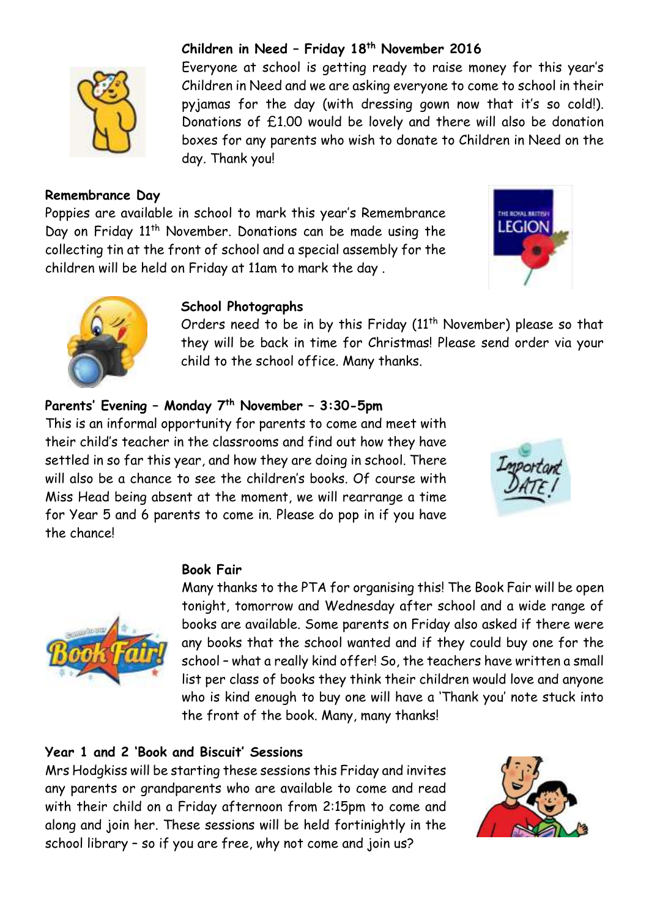**Children in Need – Friday 18th November 2016**

Everyone at school is getting ready to raise money for this year's Children in Need and we are asking everyone to come to school in their pyjamas for the day (with dressing gown now that it's so cold!). Donations of £1.00 would be lovely and there will also be donation boxes for any parents who wish to donate to Children in Need on the day. Thank you!

**Remembrance Day**

Poppies are available in school to mark this year's Remembrance Day on Friday 11th November. Donations can be made using the collecting tin at the front of school and a special assembly for the children will be held on Friday at 11am to mark the day .

**School Photographs**

Orders need to be in by this Friday (11th November) please so that they will be back in time for Christmas! Please send order via your child to the school office. Many thanks.

**Parents' Evening – Monday 7th November – 3:30-5pm**

This is an informal opportunity for parents to come and meet with their child's teacher in the classrooms and find out how they have settled in so far this year, and how they are doing in school. There will also be a chance to see the children's books. Of course with Miss Head being absent at the moment, we will rearrange a time for Year 5 and 6 parents to come in. Please do pop in if you have the chance!

**Book Fair**

Many thanks to the PTA for organising this! The Book Fair will be open tonight, tomorrow and Wednesday after school and a wide range of books are available. Some parents on Friday also asked if there were any books that the school wanted and if they could buy one for the school – what a really kind offer! So, the teachers have written a small list per class of books they think their children would love and anyone who is kind enough to buy one will have a 'Thank you' note stuck into the front of the book. Many, many thanks!

**Year 1 and 2 'Book and Biscuit' Sessions**

Mrs Hodgkiss will be starting these sessions this Friday and invites any parents or grandparents who are available to come and read with their child on a Friday afternoon from 2:15pm to come and along and join her. These sessions will be held fortinightly in the school library – so if you are free, why not come and join us?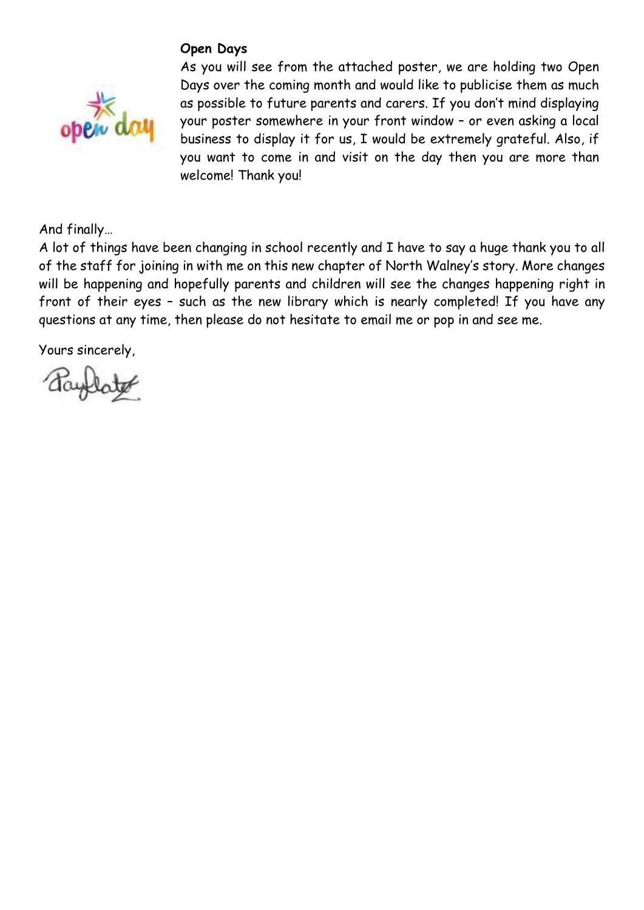**Open Days**

As you will see from the attached poster, we are holding two Open Days over the coming month and would like to publicise them as much as possible to future parents and carers. If you don't mind displaying your poster somewhere in your front window – or even asking a local business to display it for us, I would be extremely grateful. Also, if you want to come in and visit on the day then you are more than welcome! Thank you!

And finally…

A lot of things have been changing in school recently and I have to say a huge thank you to all of the staff for joining in with me on this new chapter of North Walney's story. More changes will be happening and hopefully parents and children will see the changes happening right in front of their eyes – such as the new library which is nearly completed! If you have any questions at any time, then please do not hesitate to email me or pop in and see me.

Yours sincerely,